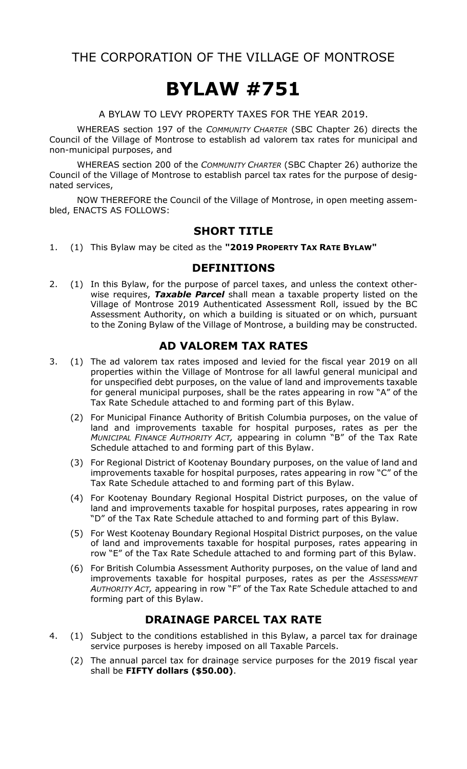THE CORPORATION OF THE VILLAGE OF MONTROSE

# BYLAW #751

A BYLAW TO LEVY PROPERTY TAXES FOR THE YEAR 2019.

WHEREAS section 197 of the *COMMUNITY CHARTER* (SBC Chapter 26) directs the Council of the Village of Montrose to establish ad valorem tax rates for municipal and non-municipal purposes, and

WHEREAS section 200 of the *COMMUNITY CHARTER* (SBC Chapter 26) authorize the Council of the Village of Montrose to establish parcel tax rates for the purpose of designated services,

NOW THEREFORE the Council of the Village of Montrose, in open meeting assembled, ENACTS AS FOLLOWS:

## SHORT TITLE

1. (1) This Bylaw may be cited as the **"2019 PROPERTY TAX RATE BYLAW"**

## DEFINITIONS

2. (1) In this Bylaw, for the purpose of parcel taxes, and unless the context otherwise requires, ***Taxable Parcel*** shall mean a taxable property listed on the Village of Montrose 2019 Authenticated Assessment Roll, issued by the BC Assessment Authority, on which a building is situated or on which, pursuant to the Zoning Bylaw of the Village of Montrose, a building may be constructed.

## AD VALOREM TAX RATES

3. (1) The ad valorem tax rates imposed and levied for the fiscal year 2019 on all properties within the Village of Montrose for all lawful general municipal and for unspecified debt purposes, on the value of land and improvements taxable for general municipal purposes, shall be the rates appearing in row "A" of the Tax Rate Schedule attached to and forming part of this Bylaw.

   (2) For Municipal Finance Authority of British Columbia purposes, on the value of land and improvements taxable for hospital purposes, rates as per the *MUNICIPAL FINANCE AUTHORITY ACT,* appearing in column "B" of the Tax Rate Schedule attached to and forming part of this Bylaw.

   (3) For Regional District of Kootenay Boundary purposes, on the value of land and improvements taxable for hospital purposes, rates appearing in row "C" of the Tax Rate Schedule attached to and forming part of this Bylaw.

   (4) For Kootenay Boundary Regional Hospital District purposes, on the value of land and improvements taxable for hospital purposes, rates appearing in row "D" of the Tax Rate Schedule attached to and forming part of this Bylaw.

   (5) For West Kootenay Boundary Regional Hospital District purposes, on the value of land and improvements taxable for hospital purposes, rates appearing in row "E" of the Tax Rate Schedule attached to and forming part of this Bylaw.

   (6) For British Columbia Assessment Authority purposes, on the value of land and improvements taxable for hospital purposes, rates as per the *ASSESSMENT AUTHORITY ACT,* appearing in row "F" of the Tax Rate Schedule attached to and forming part of this Bylaw.

## DRAINAGE PARCEL TAX RATE

4. (1) Subject to the conditions established in this Bylaw, a parcel tax for drainage service purposes is hereby imposed on all Taxable Parcels.

   (2) The annual parcel tax for drainage service purposes for the 2019 fiscal year shall be **FIFTY dollars ($50.00)**.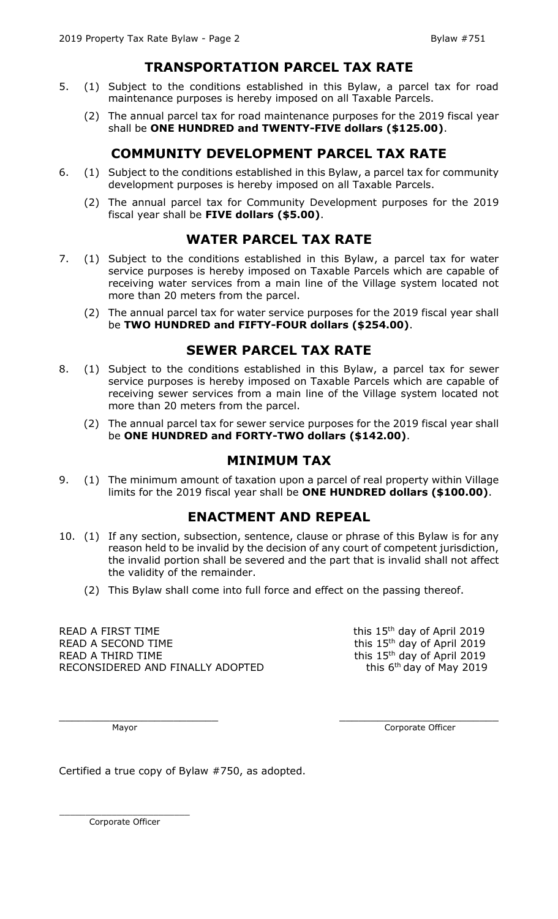## TRANSPORTATION PARCEL TAX RATE

5. (1) Subject to the conditions established in this Bylaw, a parcel tax for road maintenance purposes is hereby imposed on all Taxable Parcels.

   (2) The annual parcel tax for road maintenance purposes for the 2019 fiscal year shall be **ONE HUNDRED and TWENTY-FIVE dollars ($125.00)**.

## COMMUNITY DEVELOPMENT PARCEL TAX RATE

6. (1) Subject to the conditions established in this Bylaw, a parcel tax for community development purposes is hereby imposed on all Taxable Parcels.

   (2) The annual parcel tax for Community Development purposes for the 2019 fiscal year shall be **FIVE dollars ($5.00)**.

## WATER PARCEL TAX RATE

7. (1) Subject to the conditions established in this Bylaw, a parcel tax for water service purposes is hereby imposed on Taxable Parcels which are capable of receiving water services from a main line of the Village system located not more than 20 meters from the parcel.

   (2) The annual parcel tax for water service purposes for the 2019 fiscal year shall be **TWO HUNDRED and FIFTY-FOUR dollars ($254.00)**.

## SEWER PARCEL TAX RATE

8. (1) Subject to the conditions established in this Bylaw, a parcel tax for sewer service purposes is hereby imposed on Taxable Parcels which are capable of receiving sewer services from a main line of the Village system located not more than 20 meters from the parcel.

   (2) The annual parcel tax for sewer service purposes for the 2019 fiscal year shall be **ONE HUNDRED and FORTY-TWO dollars ($142.00)**.

## MINIMUM TAX

9. (1) The minimum amount of taxation upon a parcel of real property within Village limits for the 2019 fiscal year shall be **ONE HUNDRED dollars ($100.00)**.

## ENACTMENT AND REPEAL

10. (1) If any section, subsection, sentence, clause or phrase of this Bylaw is for any reason held to be invalid by the decision of any court of competent jurisdiction, the invalid portion shall be severed and the part that is invalid shall not affect the validity of the remainder.

    (2) This Bylaw shall come into full force and effect on the passing thereof.

READ A FIRST TIME this 15th day of April 2019
READ A SECOND TIME this 15th day of April 2019
READ A THIRD TIME this 15th day of April 2019
RECONSIDERED AND FINALLY ADOPTED this 6th day of May 2019

\_\_\_\_\_\_\_\_\_\_\_\_\_\_\_\_\_\_\_\_\_\_\_\_\_\_
Mayor

\_\_\_\_\_\_\_\_\_\_\_\_\_\_\_\_\_\_\_\_\_\_\_\_\_\_
Corporate Officer

Certified a true copy of Bylaw #750, as adopted.

\_\_\_\_\_\_\_\_\_\_\_\_\_\_\_\_\_\_\_\_\_\_\_\_\_\_
Corporate Officer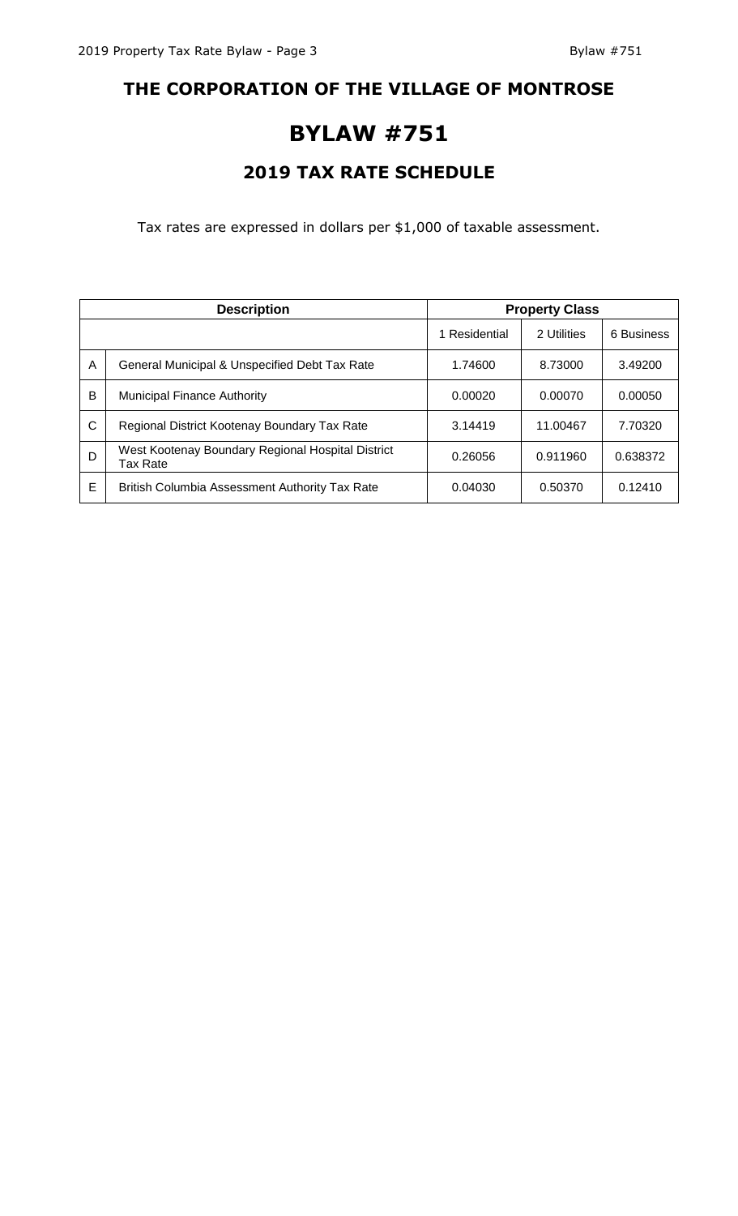# THE CORPORATION OF THE VILLAGE OF MONTROSE

# BYLAW #751

## 2019 TAX RATE SCHEDULE

Tax rates are expressed in dollars per $1,000 of taxable assessment.

| Description | | Property Class | | |
|---|---|---|---|---|
| | | 1 Residential | 2 Utilities | 6 Business |
| A | General Municipal & Unspecified Debt Tax Rate | 1.74600 | 8.73000 | 3.49200 |
| B | Municipal Finance Authority | 0.00020 | 0.00070 | 0.00050 |
| C | Regional District Kootenay Boundary Tax Rate | 3.14419 | 11.00467 | 7.70320 |
| D | West Kootenay Boundary Regional Hospital District Tax Rate | 0.26056 | 0.911960 | 0.638372 |
| E | British Columbia Assessment Authority Tax Rate | 0.04030 | 0.50370 | 0.12410 |